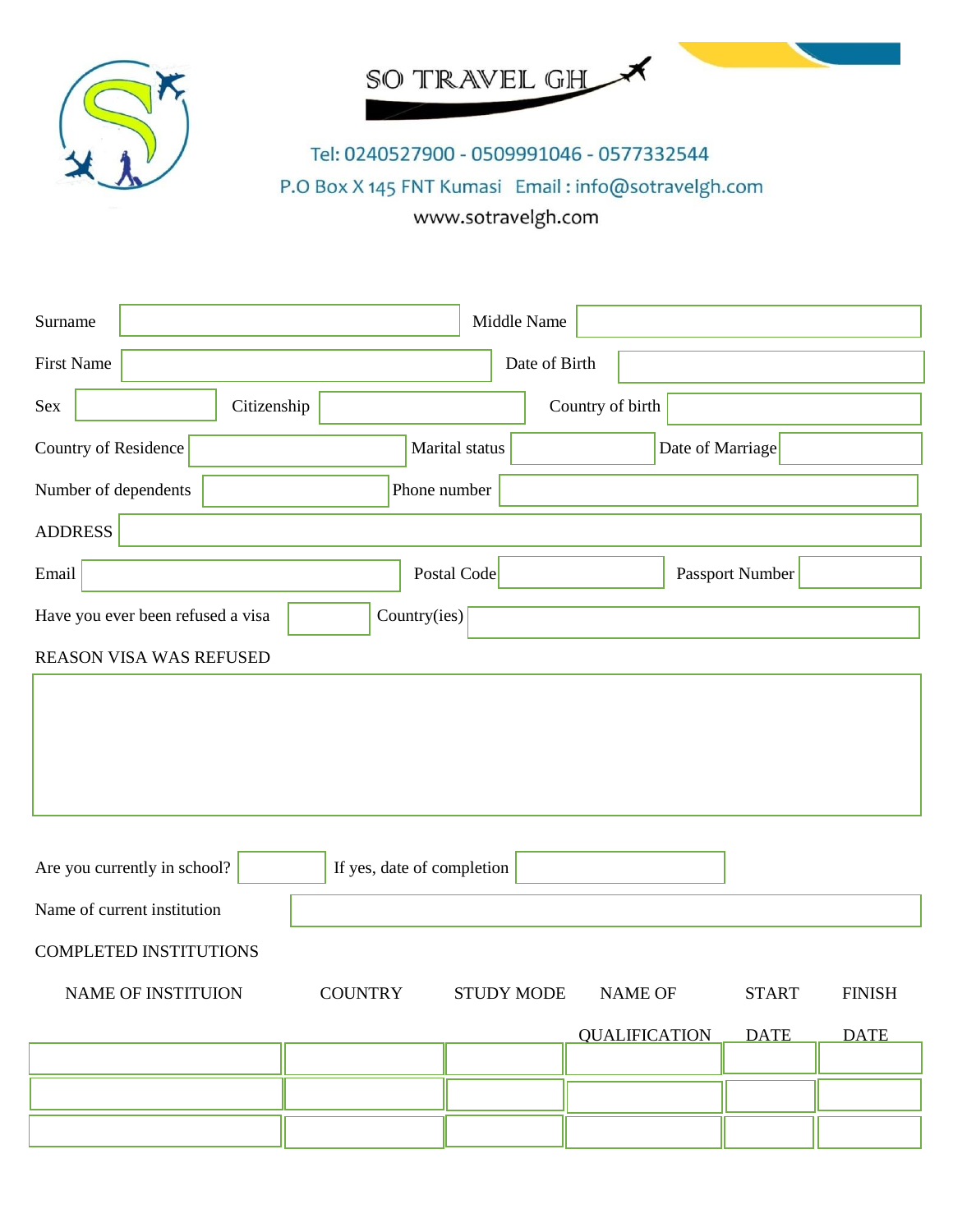# SO TRAVEL GH

Tel: 0240527900 - 0509991046 - 0577332544

P.O Box X 145 FNT Kumasi Email : info@sotravelgh.com

www.sotravelgh.com

Surname ______________ Middle Name ______________

First Name ______________ Date of Birth ______________

Sex ______ Citizenship ______________ Country of birth ______________

Country of Residence ______________ Marital status ______________ Date of Marriage ______________

Number of dependents ______________ Phone number ______________

ADDRESS ______________________________

Email ______________ Postal Code ______________ Passport Number ______________

Have you ever been refused a visa ______ Country(ies) ______________

REASON VISA WAS REFUSED

______________________________

Are you currently in school? ______ If yes, date of completion ______________

Name of current institution ______________________________

COMPLETED INSTITUTIONS

| NAME OF INSTITUION | COUNTRY | STUDY MODE | NAME OF QUALIFICATION | START DATE | FINISH DATE |
|---|---|---|---|---|---|
| | | | | | |
| | | | | | |
| | | | | | |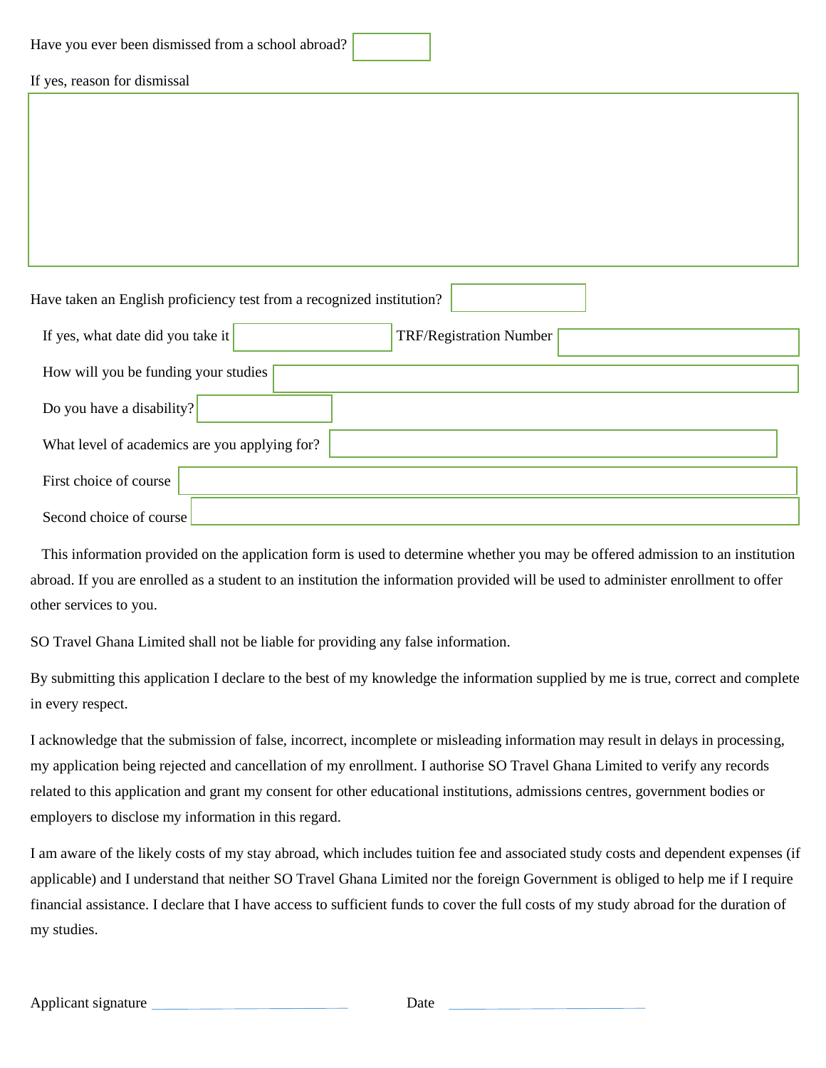Have you ever been dismissed from a school abroad?

If yes, reason for dismissal

Have taken an English proficiency test from a recognized institution?

If yes, what date did you take it

TRF/Registration Number

How will you be funding your studies

Do you have a disability?

What level of academics are you applying for?

First choice of course

Second choice of course

This information provided on the application form is used to determine whether you may be offered admission to an institution abroad. If you are enrolled as a student to an institution the information provided will be used to administer enrollment to offer other services to you.

SO Travel Ghana Limited shall not be liable for providing any false information.

By submitting this application I declare to the best of my knowledge the information supplied by me is true, correct and complete in every respect.

I acknowledge that the submission of false, incorrect, incomplete or misleading information may result in delays in processing, my application being rejected and cancellation of my enrollment. I authorise SO Travel Ghana Limited to verify any records related to this application and grant my consent for other educational institutions, admissions centres, government bodies or employers to disclose my information in this regard.

I am aware of the likely costs of my stay abroad, which includes tuition fee and associated study costs and dependent expenses (if applicable) and I understand that neither SO Travel Ghana Limited nor the foreign Government is obliged to help me if I require financial assistance. I declare that I have access to sufficient funds to cover the full costs of my study abroad for the duration of my studies.

Applicant signature \_\_\_\_\_\_\_\_\_\_\_\_\_\_\_\_\_\_\_\_ Date \_\_\_\_\_\_\_\_\_\_\_\_\_\_\_\_\_\_\_\_